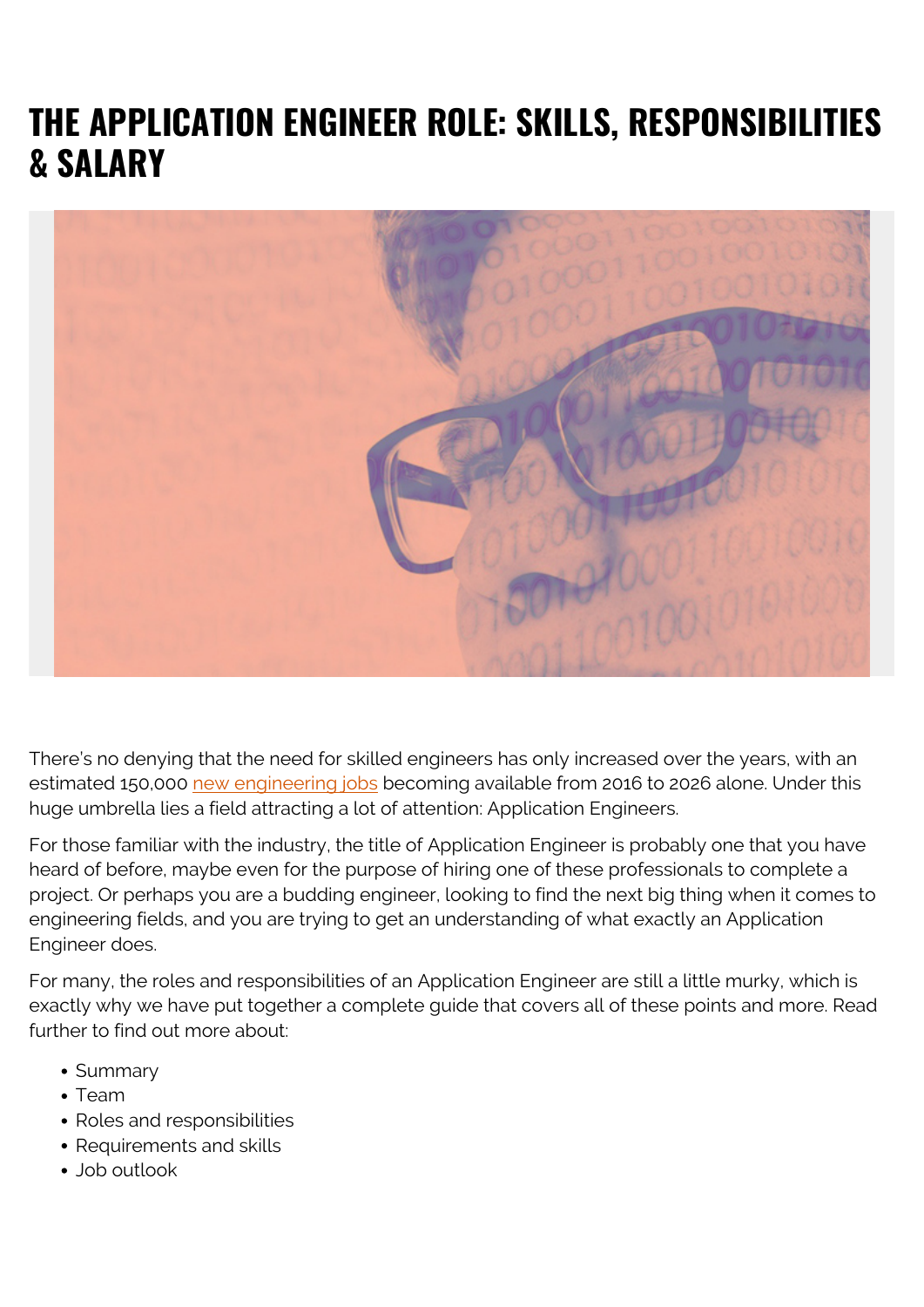# THE APPLICATION ENGINEER ROLE: SKILLS, RESPONSIBILITIES & SALARY

There's no denying that the need for skilled engineers has only increased over the years, with an estimated 150,000 new engineering jobs becoming available from 2016 to 2026 alone. Under this huge umbrella lies a field attracting a lot of attention: Application Engineers.

For those familiar with the industry, the title of Application Engineer is probably one that you have heard of before, maybe even for the purpose of hiring one of these professionals to complete a project. Or perhaps you are a budding engineer, looking to find the next big thing when it comes to engineering fields, and you are trying to get an understanding of what exactly an Application Engineer does.

For many, the roles and responsibilities of an Application Engineer are still a little murky, which is exactly why we have put together a complete guide that covers all of these points and more. Read further to find out more about:

- Summary
- Team
- Roles and responsibilities
- Requirements and skills
- Job outlook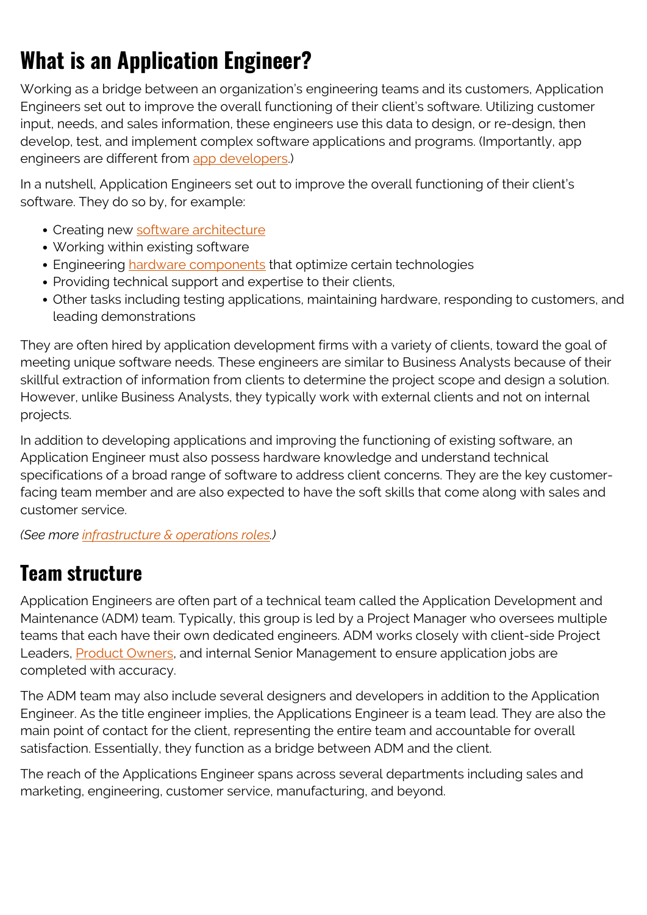# What is an Application Engineer?

Working as a bridge between an organization's engineering teams and its customers, Application Engineers set out to improve the overall functioning of their client's software. Utilizing customer input, needs, and sales information, these engineers use this data to design, or re-design, then develop, test, and implement complex software applications and programs. (Importantly, app engineers are different from app developers.)

In a nutshell, Application Engineers set out to improve the overall functioning of their client's software. They do so by, for example:

- Creating new software architecture
- Working within existing software
- Engineering hardware components that optimize certain technologies
- Providing technical support and expertise to their clients,
- Other tasks including testing applications, maintaining hardware, responding to customers, and leading demonstrations

They are often hired by application development firms with a variety of clients, toward the goal of meeting unique software needs. These engineers are similar to Business Analysts because of their skillful extraction of information from clients to determine the project scope and design a solution. However, unlike Business Analysts, they typically work with external clients and not on internal projects.

In addition to developing applications and improving the functioning of existing software, an Application Engineer must also possess hardware knowledge and understand technical specifications of a broad range of software to address client concerns. They are the key customer-facing team member and are also expected to have the soft skills that come along with sales and customer service.

*(See more infrastructure & operations roles.)*

## Team structure

Application Engineers are often part of a technical team called the Application Development and Maintenance (ADM) team. Typically, this group is led by a Project Manager who oversees multiple teams that each have their own dedicated engineers. ADM works closely with client-side Project Leaders, Product Owners, and internal Senior Management to ensure application jobs are completed with accuracy.

The ADM team may also include several designers and developers in addition to the Application Engineer. As the title engineer implies, the Applications Engineer is a team lead. They are also the main point of contact for the client, representing the entire team and accountable for overall satisfaction. Essentially, they function as a bridge between ADM and the client.

The reach of the Applications Engineer spans across several departments including sales and marketing, engineering, customer service, manufacturing, and beyond.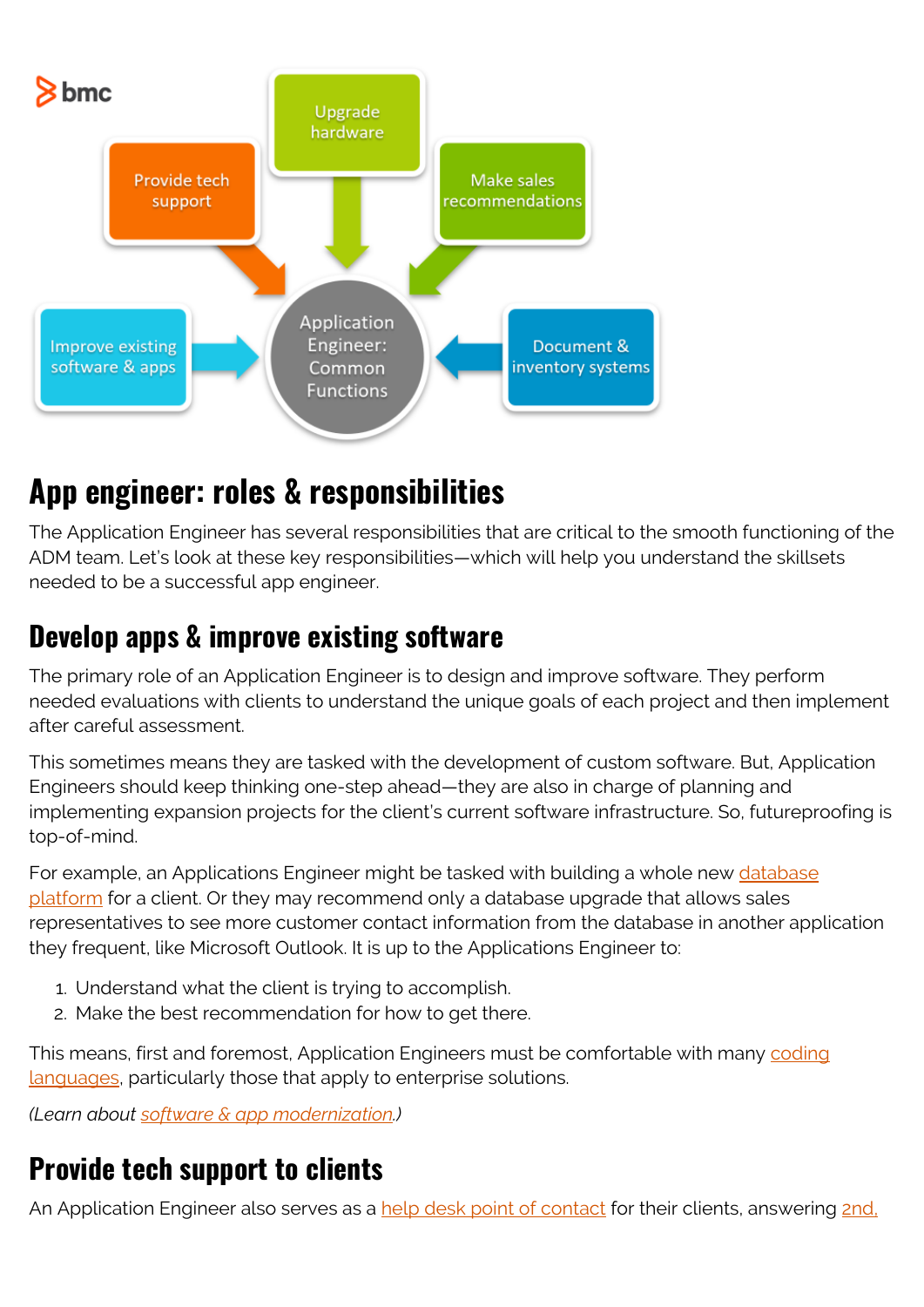## App engineer: roles & responsibilities

The Application Engineer has several responsibilities that are critical to the smooth functioning of the ADM team. Let's look at these key responsibilities—which will help you understand the skillsets needed to be a successful app engineer.

## Develop apps & improve existing software

The primary role of an Application Engineer is to design and improve software. They perform needed evaluations with clients to understand the unique goals of each project and then implement after careful assessment.

This sometimes means they are tasked with the development of custom software. But, Application Engineers should keep thinking one-step ahead—they are also in charge of planning and implementing expansion projects for the client's current software infrastructure. So, futureproofing is top-of-mind.

For example, an Applications Engineer might be tasked with building a whole new database platform for a client. Or they may recommend only a database upgrade that allows sales representatives to see more customer contact information from the database in another application they frequent, like Microsoft Outlook. It is up to the Applications Engineer to:

1. Understand what the client is trying to accomplish.
2. Make the best recommendation for how to get there.

This means, first and foremost, Application Engineers must be comfortable with many coding languages, particularly those that apply to enterprise solutions.

*(Learn about software & app modernization.)*

## Provide tech support to clients

An Application Engineer also serves as a help desk point of contact for their clients, answering 2nd,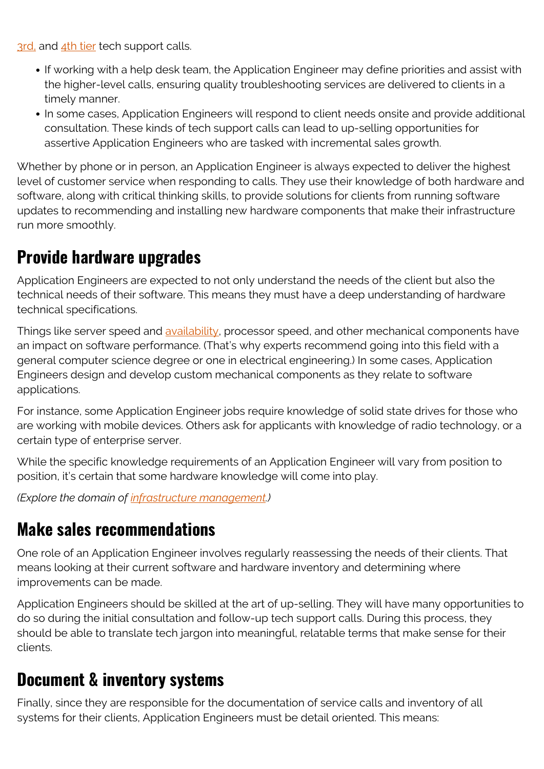3rd, and 4th tier tech support calls.

- If working with a help desk team, the Application Engineer may define priorities and assist with the higher-level calls, ensuring quality troubleshooting services are delivered to clients in a timely manner.
- In some cases, Application Engineers will respond to client needs onsite and provide additional consultation. These kinds of tech support calls can lead to up-selling opportunities for assertive Application Engineers who are tasked with incremental sales growth.

Whether by phone or in person, an Application Engineer is always expected to deliver the highest level of customer service when responding to calls. They use their knowledge of both hardware and software, along with critical thinking skills, to provide solutions for clients from running software updates to recommending and installing new hardware components that make their infrastructure run more smoothly.

## Provide hardware upgrades

Application Engineers are expected to not only understand the needs of the client but also the technical needs of their software. This means they must have a deep understanding of hardware technical specifications.

Things like server speed and availability, processor speed, and other mechanical components have an impact on software performance. (That's why experts recommend going into this field with a general computer science degree or one in electrical engineering.) In some cases, Application Engineers design and develop custom mechanical components as they relate to software applications.

For instance, some Application Engineer jobs require knowledge of solid state drives for those who are working with mobile devices. Others ask for applicants with knowledge of radio technology, or a certain type of enterprise server.

While the specific knowledge requirements of an Application Engineer will vary from position to position, it's certain that some hardware knowledge will come into play.

*(Explore the domain of infrastructure management.)*

## Make sales recommendations

One role of an Application Engineer involves regularly reassessing the needs of their clients. That means looking at their current software and hardware inventory and determining where improvements can be made.

Application Engineers should be skilled at the art of up-selling. They will have many opportunities to do so during the initial consultation and follow-up tech support calls. During this process, they should be able to translate tech jargon into meaningful, relatable terms that make sense for their clients.

## Document & inventory systems

Finally, since they are responsible for the documentation of service calls and inventory of all systems for their clients, Application Engineers must be detail oriented. This means: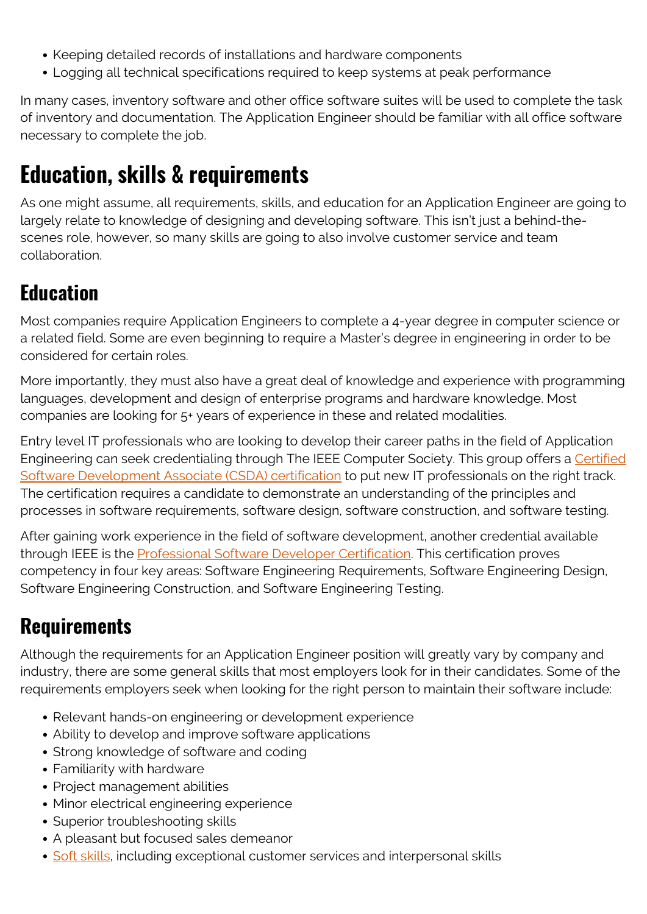- Keeping detailed records of installations and hardware components
- Logging all technical specifications required to keep systems at peak performance

In many cases, inventory software and other office software suites will be used to complete the task of inventory and documentation. The Application Engineer should be familiar with all office software necessary to complete the job.

## Education, skills & requirements

As one might assume, all requirements, skills, and education for an Application Engineer are going to largely relate to knowledge of designing and developing software. This isn't just a behind-the-scenes role, however, so many skills are going to also involve customer service and team collaboration.

### Education

Most companies require Application Engineers to complete a 4-year degree in computer science or a related field. Some are even beginning to require a Master's degree in engineering in order to be considered for certain roles.

More importantly, they must also have a great deal of knowledge and experience with programming languages, development and design of enterprise programs and hardware knowledge. Most companies are looking for 5+ years of experience in these and related modalities.

Entry level IT professionals who are looking to develop their career paths in the field of Application Engineering can seek credentialing through The IEEE Computer Society. This group offers a Certified Software Development Associate (CSDA) certification to put new IT professionals on the right track. The certification requires a candidate to demonstrate an understanding of the principles and processes in software requirements, software design, software construction, and software testing.

After gaining work experience in the field of software development, another credential available through IEEE is the Professional Software Developer Certification. This certification proves competency in four key areas: Software Engineering Requirements, Software Engineering Design, Software Engineering Construction, and Software Engineering Testing.

### Requirements

Although the requirements for an Application Engineer position will greatly vary by company and industry, there are some general skills that most employers look for in their candidates. Some of the requirements employers seek when looking for the right person to maintain their software include:

- Relevant hands-on engineering or development experience
- Ability to develop and improve software applications
- Strong knowledge of software and coding
- Familiarity with hardware
- Project management abilities
- Minor electrical engineering experience
- Superior troubleshooting skills
- A pleasant but focused sales demeanor
- Soft skills, including exceptional customer services and interpersonal skills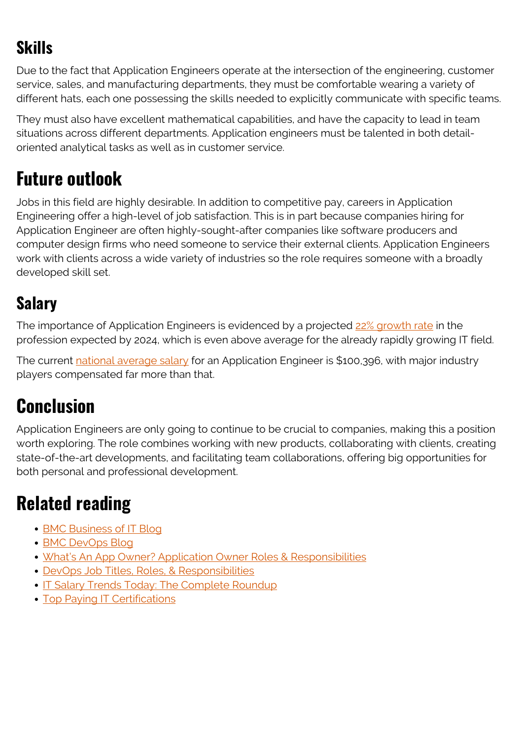## Skills

Due to the fact that Application Engineers operate at the intersection of the engineering, customer service, sales, and manufacturing departments, they must be comfortable wearing a variety of different hats, each one possessing the skills needed to explicitly communicate with specific teams.

They must also have excellent mathematical capabilities, and have the capacity to lead in team situations across different departments. Application engineers must be talented in both detail-oriented analytical tasks as well as in customer service.

## Future outlook

Jobs in this field are highly desirable. In addition to competitive pay, careers in Application Engineering offer a high-level of job satisfaction. This is in part because companies hiring for Application Engineer are often highly-sought-after companies like software producers and computer design firms who need someone to service their external clients. Application Engineers work with clients across a wide variety of industries so the role requires someone with a broadly developed skill set.

## Salary

The importance of Application Engineers is evidenced by a projected [22% growth rate](#) in the profession expected by 2024, which is even above average for the already rapidly growing IT field.

The current [national average salary](#) for an Application Engineer is $100,396, with major industry players compensated far more than that.

## Conclusion

Application Engineers are only going to continue to be crucial to companies, making this a position worth exploring. The role combines working with new products, collaborating with clients, creating state-of-the-art developments, and facilitating team collaborations, offering big opportunities for both personal and professional development.

## Related reading

- [BMC Business of IT Blog](#)
- [BMC DevOps Blog](#)
- [What's An App Owner? Application Owner Roles & Responsibilities](#)
- [DevOps Job Titles, Roles, & Responsibilities](#)
- [IT Salary Trends Today: The Complete Roundup](#)
- [Top Paying IT Certifications](#)